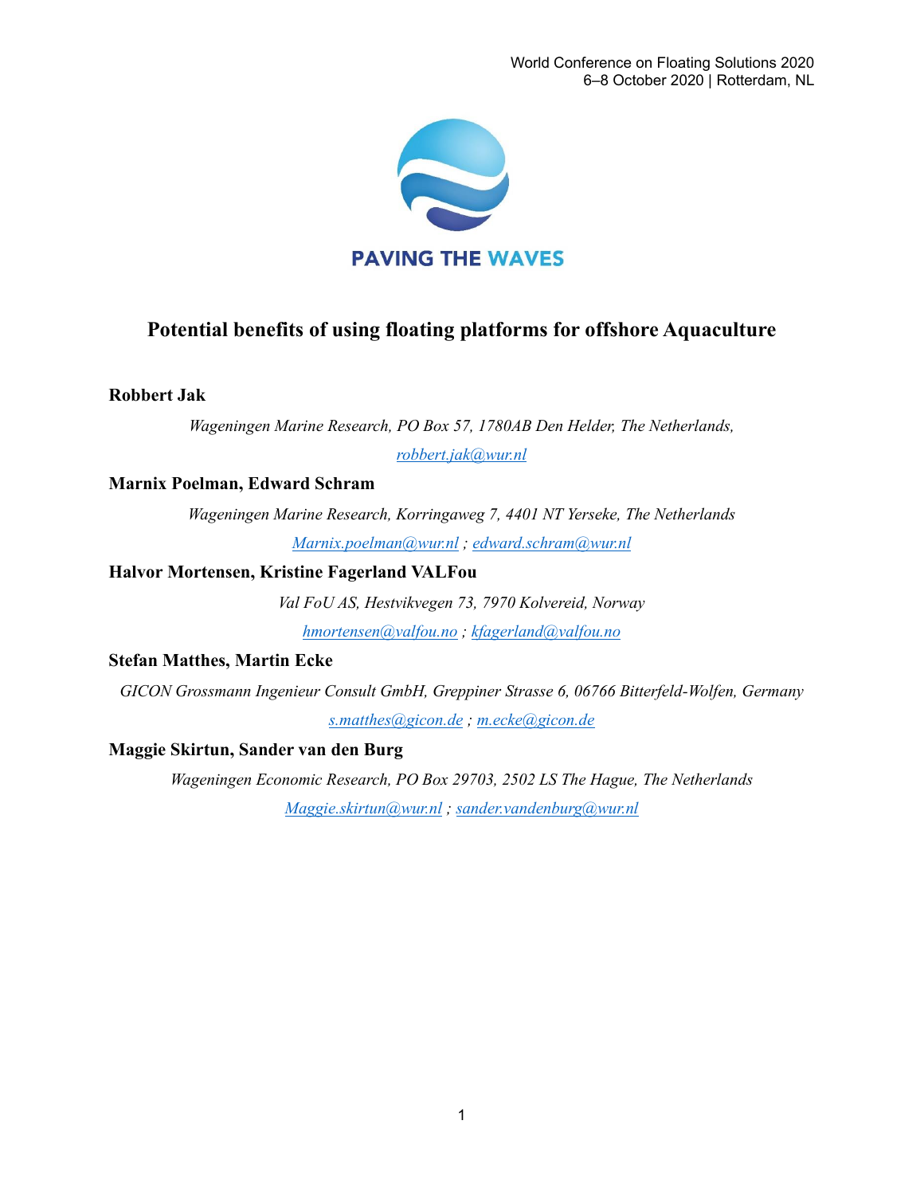# Potential benefits of using floating platforms for offshore Aquaculture

**Robbert Jak**

*Wageningen Marine Research, PO Box 57, 1780AB Den Helder, The Netherlands,*

robbert.jak@wur.nl

**Marnix Poelman, Edward Schram**

*Wageningen Marine Research, Korringaweg 7, 4401 NT Yerseke, The Netherlands*

Marnix.poelman@wur.nl ; edward.schram@wur.nl

**Halvor Mortensen, Kristine Fagerland VALFou**

*Val FoU AS, Hestvikvegen 73, 7970 Kolvereid, Norway*

hmortensen@valfou.no ; kfagerland@valfou.no

**Stefan Matthes, Martin Ecke**

*GICON Grossmann Ingenieur Consult GmbH, Greppiner Strasse 6, 06766 Bitterfeld-Wolfen, Germany*

s.matthes@gicon.de ; m.ecke@gicon.de

**Maggie Skirtun, Sander van den Burg**

*Wageningen Economic Research, PO Box 29703, 2502 LS The Hague, The Netherlands*

Maggie.skirtun@wur.nl ; sander.vandenburg@wur.nl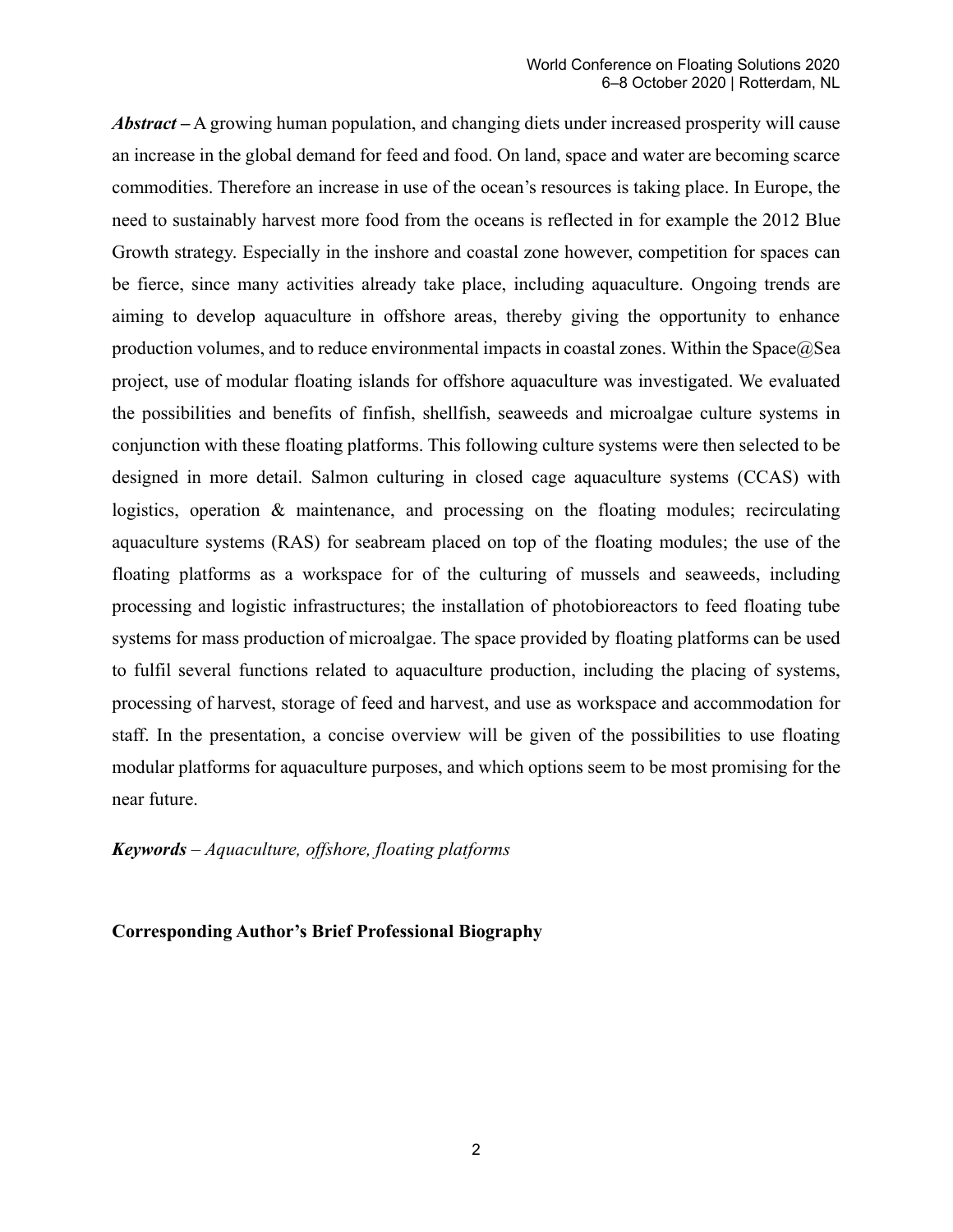***Abstract –*** A growing human population, and changing diets under increased prosperity will cause an increase in the global demand for feed and food. On land, space and water are becoming scarce commodities. Therefore an increase in use of the ocean's resources is taking place. In Europe, the need to sustainably harvest more food from the oceans is reflected in for example the 2012 Blue Growth strategy. Especially in the inshore and coastal zone however, competition for spaces can be fierce, since many activities already take place, including aquaculture. Ongoing trends are aiming to develop aquaculture in offshore areas, thereby giving the opportunity to enhance production volumes, and to reduce environmental impacts in coastal zones. Within the Space@Sea project, use of modular floating islands for offshore aquaculture was investigated. We evaluated the possibilities and benefits of finfish, shellfish, seaweeds and microalgae culture systems in conjunction with these floating platforms. This following culture systems were then selected to be designed in more detail. Salmon culturing in closed cage aquaculture systems (CCAS) with logistics, operation & maintenance, and processing on the floating modules; recirculating aquaculture systems (RAS) for seabream placed on top of the floating modules; the use of the floating platforms as a workspace for of the culturing of mussels and seaweeds, including processing and logistic infrastructures; the installation of photobioreactors to feed floating tube systems for mass production of microalgae. The space provided by floating platforms can be used to fulfil several functions related to aquaculture production, including the placing of systems, processing of harvest, storage of feed and harvest, and use as workspace and accommodation for staff. In the presentation, a concise overview will be given of the possibilities to use floating modular platforms for aquaculture purposes, and which options seem to be most promising for the near future.

***Keywords*** *– Aquaculture, offshore, floating platforms*

**Corresponding Author's Brief Professional Biography**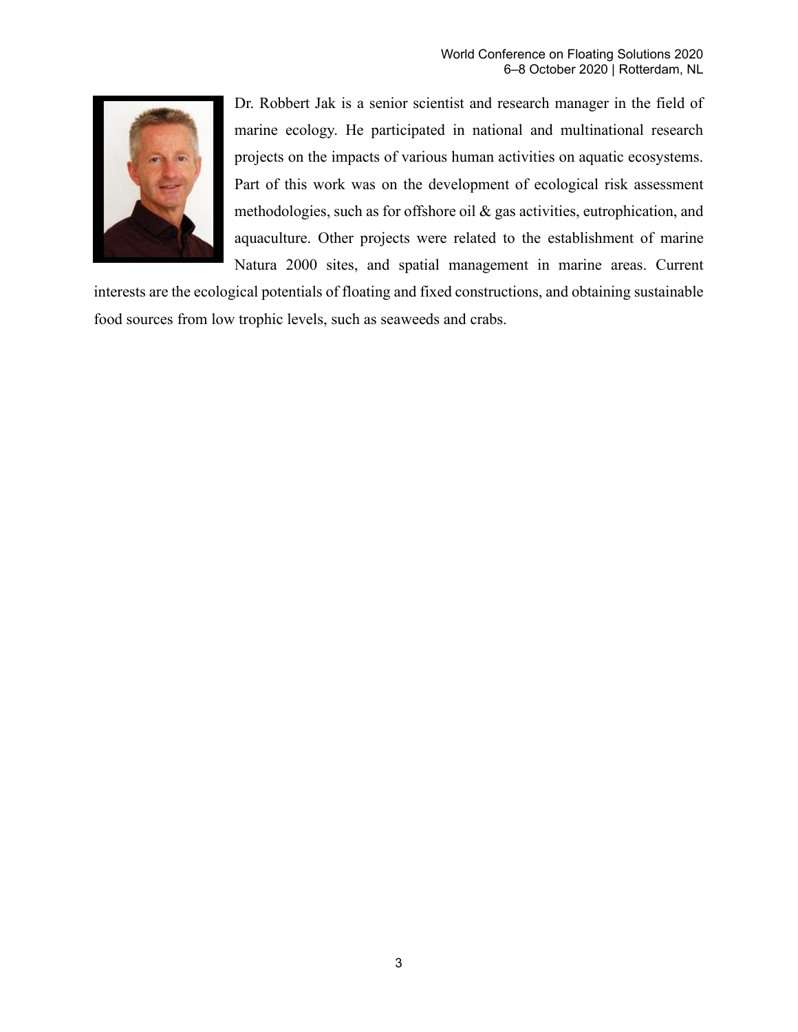Dr. Robbert Jak is a senior scientist and research manager in the field of marine ecology. He participated in national and multinational research projects on the impacts of various human activities on aquatic ecosystems. Part of this work was on the development of ecological risk assessment methodologies, such as for offshore oil & gas activities, eutrophication, and aquaculture. Other projects were related to the establishment of marine Natura 2000 sites, and spatial management in marine areas. Current interests are the ecological potentials of floating and fixed constructions, and obtaining sustainable food sources from low trophic levels, such as seaweeds and crabs.